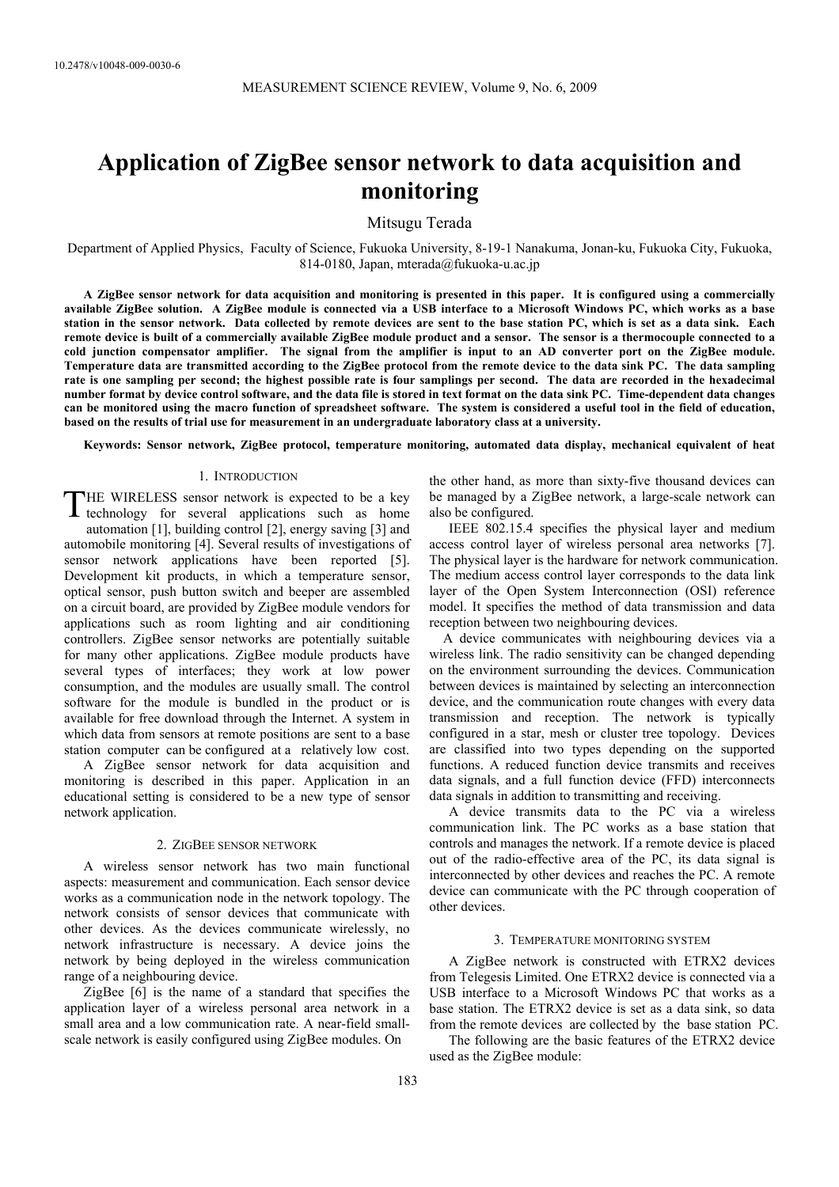10.2478/v10048-009-0030-6

# Application of ZigBee sensor network to data acquisition and monitoring

Mitsugu Terada

Department of Applied Physics, Faculty of Science, Fukuoka University, 8-19-1 Nanakuma, Jonan-ku, Fukuoka City, Fukuoka, 814-0180, Japan, mterada@fukuoka-u.ac.jp

**A ZigBee sensor network for data acquisition and monitoring is presented in this paper. It is configured using a commercially available ZigBee solution. A ZigBee module is connected via a USB interface to a Microsoft Windows PC, which works as a base station in the sensor network. Data collected by remote devices are sent to the base station PC, which is set as a data sink. Each remote device is built of a commercially available ZigBee module product and a sensor. The sensor is a thermocouple connected to a cold junction compensator amplifier. The signal from the amplifier is input to an AD converter port on the ZigBee module. Temperature data are transmitted according to the ZigBee protocol from the remote device to the data sink PC. The data sampling rate is one sampling per second; the highest possible rate is four samplings per second. The data are recorded in the hexadecimal number format by device control software, and the data file is stored in text format on the data sink PC. Time-dependent data changes can be monitored using the macro function of spreadsheet software. The system is considered a useful tool in the field of education, based on the results of trial use for measurement in an undergraduate laboratory class at a university.**

**Keywords: Sensor network, ZigBee protocol, temperature monitoring, automated data display, mechanical equivalent of heat**

## 1. INTRODUCTION

THE WIRELESS sensor network is expected to be a key technology for several applications such as home automation [1], building control [2], energy saving [3] and automobile monitoring [4]. Several results of investigations of sensor network applications have been reported [5]. Development kit products, in which a temperature sensor, optical sensor, push button switch and beeper are assembled on a circuit board, are provided by ZigBee module vendors for applications such as room lighting and air conditioning controllers. ZigBee sensor networks are potentially suitable for many other applications. ZigBee module products have several types of interfaces; they work at low power consumption, and the modules are usually small. The control software for the module is bundled in the product or is available for free download through the Internet. A system in which data from sensors at remote positions are sent to a base station computer can be configured at a relatively low cost.

A ZigBee sensor network for data acquisition and monitoring is described in this paper. Application in an educational setting is considered to be a new type of sensor network application.

## 2. ZIGBEE SENSOR NETWORK

A wireless sensor network has two main functional aspects: measurement and communication. Each sensor device works as a communication node in the network topology. The network consists of sensor devices that communicate with other devices. As the devices communicate wirelessly, no network infrastructure is necessary. A device joins the network by being deployed in the wireless communication range of a neighbouring device.

ZigBee [6] is the name of a standard that specifies the application layer of a wireless personal area network in a small area and a low communication rate. A near-field small-scale network is easily configured using ZigBee modules. On the other hand, as more than sixty-five thousand devices can be managed by a ZigBee network, a large-scale network can also be configured.

IEEE 802.15.4 specifies the physical layer and medium access control layer of wireless personal area networks [7]. The physical layer is the hardware for network communication. The medium access control layer corresponds to the data link layer of the Open System Interconnection (OSI) reference model. It specifies the method of data transmission and data reception between two neighbouring devices.

A device communicates with neighbouring devices via a wireless link. The radio sensitivity can be changed depending on the environment surrounding the devices. Communication between devices is maintained by selecting an interconnection device, and the communication route changes with every data transmission and reception. The network is typically configured in a star, mesh or cluster tree topology. Devices are classified into two types depending on the supported functions. A reduced function device transmits and receives data signals, and a full function device (FFD) interconnects data signals in addition to transmitting and receiving.

A device transmits data to the PC via a wireless communication link. The PC works as a base station that controls and manages the network. If a remote device is placed out of the radio-effective area of the PC, its data signal is interconnected by other devices and reaches the PC. A remote device can communicate with the PC through cooperation of other devices.

## 3. TEMPERATURE MONITORING SYSTEM

A ZigBee network is constructed with ETRX2 devices from Telegesis Limited. One ETRX2 device is connected via a USB interface to a Microsoft Windows PC that works as a base station. The ETRX2 device is set as a data sink, so data from the remote devices are collected by the base station PC.

The following are the basic features of the ETRX2 device used as the ZigBee module: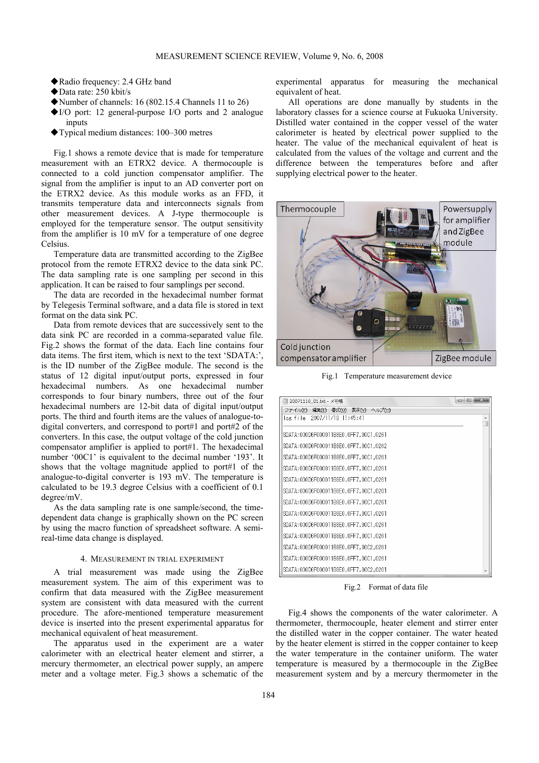◆Radio frequency: 2.4 GHz band
◆Data rate: 250 kbit/s
◆Number of channels: 16 (802.15.4 Channels 11 to 26)
◆I/O port: 12 general-purpose I/O ports and 2 analogue inputs
◆Typical medium distances: 100–300 metres

Fig.1 shows a remote device that is made for temperature measurement with an ETRX2 device. A thermocouple is connected to a cold junction compensator amplifier. The signal from the amplifier is input to an AD converter port on the ETRX2 device. As this module works as an FFD, it transmits temperature data and interconnects signals from other measurement devices. A J-type thermocouple is employed for the temperature sensor. The output sensitivity from the amplifier is 10 mV for a temperature of one degree Celsius.

Temperature data are transmitted according to the ZigBee protocol from the remote ETRX2 device to the data sink PC. The data sampling rate is one sampling per second in this application. It can be raised to four samplings per second.

The data are recorded in the hexadecimal number format by Telegesis Terminal software, and a data file is stored in text format on the data sink PC.

Data from remote devices that are successively sent to the data sink PC are recorded in a comma-separated value file. Fig.2 shows the format of the data. Each line contains four data items. The first item, which is next to the text 'SDATA:', is the ID number of the ZigBee module. The second is the status of 12 digital input/output ports, expressed in four hexadecimal numbers. As one hexadecimal number corresponds to four binary numbers, three out of the four hexadecimal numbers are 12-bit data of digital input/output ports. The third and fourth items are the values of analogue-to-digital converters, and correspond to port#1 and port#2 of the converters. In this case, the output voltage of the cold junction compensator amplifier is applied to port#1. The hexadecimal number '00C1' is equivalent to the decimal number '193'. It shows that the voltage magnitude applied to port#1 of the analogue-to-digital converter is 193 mV. The temperature is calculated to be 19.3 degree Celsius with a coefficient of 0.1 degree/mV.

As the data sampling rate is one sample/second, the time-dependent data change is graphically shown on the PC screen by using the macro function of spreadsheet software. A semi-real-time data change is displayed.

## 4. Measurement in trial experiment

A trial measurement was made using the ZigBee measurement system. The aim of this experiment was to confirm that data measured with the ZigBee measurement system are consistent with data measured with the current procedure. The afore-mentioned temperature measurement device is inserted into the present experimental apparatus for mechanical equivalent of heat measurement.

The apparatus used in the experiment are a water calorimeter with an electrical heater element and stirrer, a mercury thermometer, an electrical power supply, an ampere meter and a voltage meter. Fig.3 shows a schematic of the experimental apparatus for measuring the mechanical equivalent of heat.

All operations are done manually by students in the laboratory classes for a science course at Fukuoka University. Distilled water contained in the copper vessel of the water calorimeter is heated by electrical power supplied to the heater. The value of the mechanical equivalent of heat is calculated from the values of the voltage and current and the difference between the temperatures before and after supplying electrical power to the heater.

Fig.1 Temperature measurement device

Fig.2 Format of data file

Fig.4 shows the components of the water calorimeter. A thermometer, thermocouple, heater element and stirrer enter the distilled water in the copper container. The water heated by the heater element is stirred in the copper container to keep the water temperature in the container uniform. The water temperature is measured by a thermocouple in the ZigBee measurement system and by a mercury thermometer in the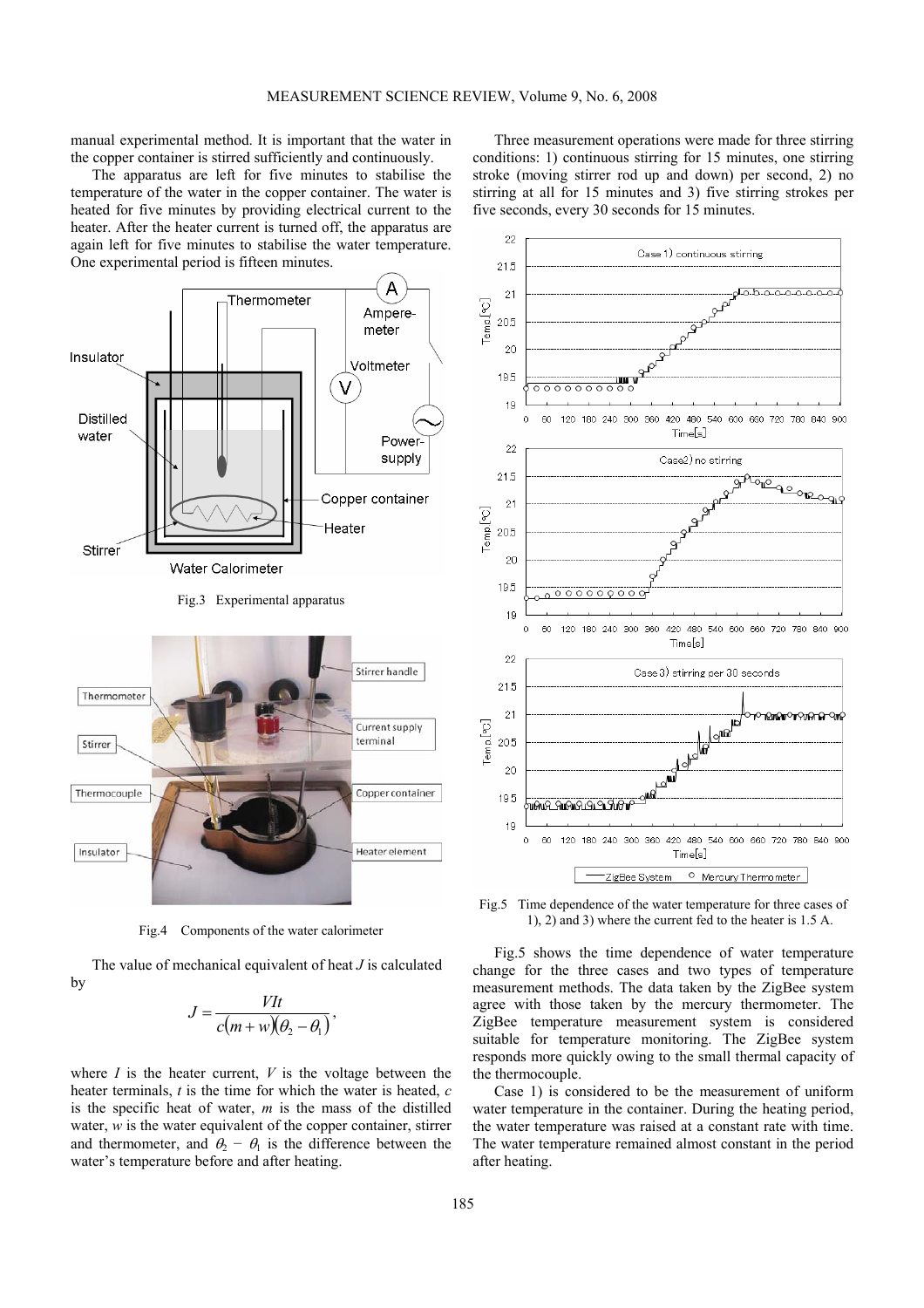manual experimental method. It is important that the water in the copper container is stirred sufficiently and continuously.

The apparatus are left for five minutes to stabilise the temperature of the water in the copper container. The water is heated for five minutes by providing electrical current to the heater. After the heater current is turned off, the apparatus are again left for five minutes to stabilise the water temperature. One experimental period is fifteen minutes.

Fig.3 Experimental apparatus

Fig.4 Components of the water calorimeter

The value of mechanical equivalent of heat $J$ is calculated by

$$J = \frac{VIt}{c(m+w)(\theta_2 - \theta_1)},$$

where $I$ is the heater current, $V$ is the voltage between the heater terminals, $t$ is the time for which the water is heated, $c$ is the specific heat of water, $m$ is the mass of the distilled water, $w$ is the water equivalent of the copper container, stirrer and thermometer, and $\theta_2 - \theta_1$ is the difference between the water's temperature before and after heating.

Three measurement operations were made for three stirring conditions: 1) continuous stirring for 15 minutes, one stirring stroke (moving stirrer rod up and down) per second, 2) no stirring at all for 15 minutes and 3) five stirring strokes per five seconds, every 30 seconds for 15 minutes.

Fig.5 Time dependence of the water temperature for three cases of 1), 2) and 3) where the current fed to the heater is 1.5 A.

Fig.5 shows the time dependence of water temperature change for the three cases and two types of temperature measurement methods. The data taken by the ZigBee system agree with those taken by the mercury thermometer. The ZigBee temperature measurement system is considered suitable for temperature monitoring. The ZigBee system responds more quickly owing to the small thermal capacity of the thermocouple.

Case 1) is considered to be the measurement of uniform water temperature in the container. During the heating period, the water temperature was raised at a constant rate with time. The water temperature remained almost constant in the period after heating.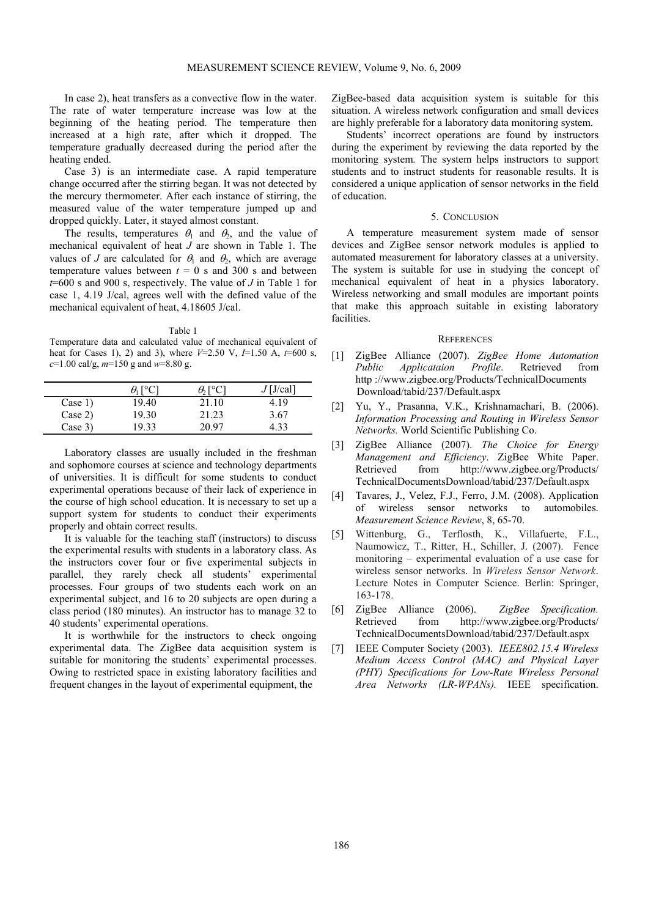In case 2), heat transfers as a convective flow in the water. The rate of water temperature increase was low at the beginning of the heating period. The temperature then increased at a high rate, after which it dropped. The temperature gradually decreased during the period after the heating ended.

Case 3) is an intermediate case. A rapid temperature change occurred after the stirring began. It was not detected by the mercury thermometer. After each instance of stirring, the measured value of the water temperature jumped up and dropped quickly. Later, it stayed almost constant.

The results, temperatures $\theta_1$ and $\theta_2$, and the value of mechanical equivalent of heat $J$ are shown in Table 1. The values of $J$ are calculated for $\theta_1$ and $\theta_2$, which are average temperature values between $t = 0$ s and 300 s and between $t$=600 s and 900 s, respectively. The value of $J$ in Table 1 for case 1, 4.19 J/cal, agrees well with the defined value of the mechanical equivalent of heat, 4.18605 J/cal.

Table 1
Temperature data and calculated value of mechanical equivalent of heat for Cases 1), 2) and 3), where $V$=2.50 V, $I$=1.50 A, $t$=600 s, $c$=1.00 cal/g, $m$=150 g and $w$=8.80 g.

| | $\theta_1$ [°C] | $\theta_2$ [°C] | $J$ [J/cal] |
|---|---|---|---|
| Case 1) | 19.40 | 21.10 | 4.19 |
| Case 2) | 19.30 | 21.23 | 3.67 |
| Case 3) | 19.33 | 20.97 | 4.33 |

Laboratory classes are usually included in the freshman and sophomore courses at science and technology departments of universities. It is difficult for some students to conduct experimental operations because of their lack of experience in the course of high school education. It is necessary to set up a support system for students to conduct their experiments properly and obtain correct results.

It is valuable for the teaching staff (instructors) to discuss the experimental results with students in a laboratory class. As the instructors cover four or five experimental subjects in parallel, they rarely check all students' experimental processes. Four groups of two students each work on an experimental subject, and 16 to 20 subjects are open during a class period (180 minutes). An instructor has to manage 32 to 40 students' experimental operations.

It is worthwhile for the instructors to check ongoing experimental data. The ZigBee data acquisition system is suitable for monitoring the students' experimental processes. Owing to restricted space in existing laboratory facilities and frequent changes in the layout of experimental equipment, the ZigBee-based data acquisition system is suitable for this situation. A wireless network configuration and small devices are highly preferable for a laboratory data monitoring system.

Students' incorrect operations are found by instructors during the experiment by reviewing the data reported by the monitoring system. The system helps instructors to support students and to instruct students for reasonable results. It is considered a unique application of sensor networks in the field of education.

## 5. Conclusion

A temperature measurement system made of sensor devices and ZigBee sensor network modules is applied to automated measurement for laboratory classes at a university. The system is suitable for use in studying the concept of mechanical equivalent of heat in a physics laboratory. Wireless networking and small modules are important points that make this approach suitable in existing laboratory facilities.

## References

[1] ZigBee Alliance (2007). *ZigBee Home Automation Public Applicataion Profile*. Retrieved from http ://www.zigbee.org/Products/TechnicalDocuments Download/tabid/237/Default.aspx

[2] Yu, Y., Prasanna, V.K., Krishnamachari, B. (2006). *Information Processing and Routing in Wireless Sensor Networks.* World Scientific Publishing Co.

[3] ZigBee Alliance (2007). *The Choice for Energy Management and Efficiency*. ZigBee White Paper. Retrieved from http://www.zigbee.org/Products/ TechnicalDocumentsDownload/tabid/237/Default.aspx

[4] Tavares, J., Velez, F.J., Ferro, J.M. (2008). Application of wireless sensor networks to automobiles. *Measurement Science Review*, 8, 65-70.

[5] Wittenburg, G., Terfloth, K., Villafuerte, F.L., Naumowicz, T., Ritter, H., Schiller, J. (2007). Fence monitoring – experimental evaluation of a use case for wireless sensor networks. In *Wireless Sensor Network*. Lecture Notes in Computer Science. Berlin: Springer, 163-178.

[6] ZigBee Alliance (2006). *ZigBee Specification.* Retrieved from http://www.zigbee.org/Products/ TechnicalDocumentsDownload/tabid/237/Default.aspx

[7] IEEE Computer Society (2003). *IEEE802.15.4 Wireless Medium Access Control (MAC) and Physical Layer (PHY) Specifications for Low-Rate Wireless Personal Area Networks (LR-WPANs).* IEEE specification.